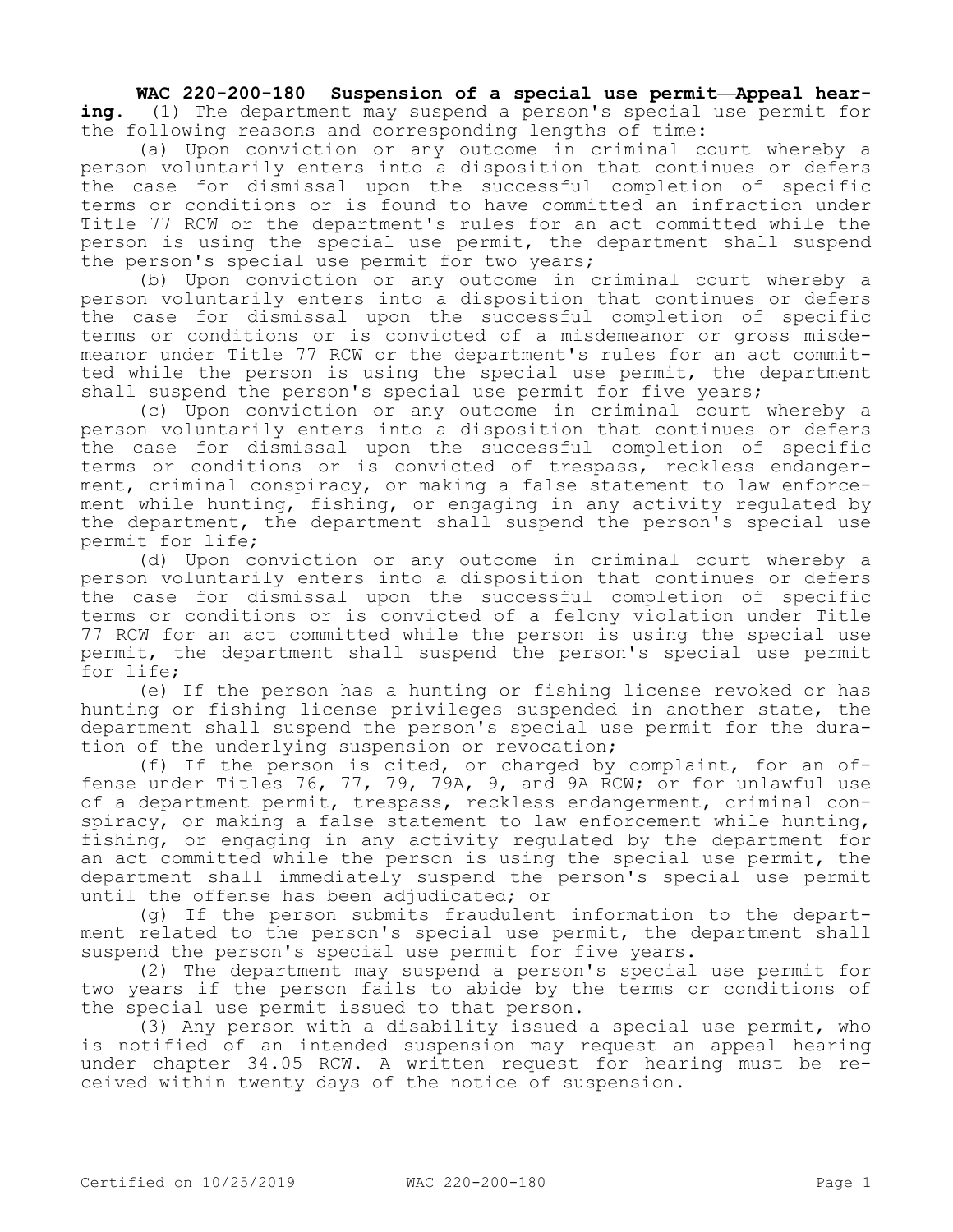**WAC 220-200-180 Suspension of a special use permit—Appeal hearing.** (1) The department may suspend a person's special use permit for the following reasons and corresponding lengths of time:

(a) Upon conviction or any outcome in criminal court whereby a person voluntarily enters into a disposition that continues or defers the case for dismissal upon the successful completion of specific terms or conditions or is found to have committed an infraction under Title 77 RCW or the department's rules for an act committed while the person is using the special use permit, the department shall suspend the person's special use permit for two years;

(b) Upon conviction or any outcome in criminal court whereby a person voluntarily enters into a disposition that continues or defers the case for dismissal upon the successful completion of specific terms or conditions or is convicted of a misdemeanor or gross misdemeanor under Title 77 RCW or the department's rules for an act committed while the person is using the special use permit, the department shall suspend the person's special use permit for five years;

(c) Upon conviction or any outcome in criminal court whereby a person voluntarily enters into a disposition that continues or defers the case for dismissal upon the successful completion of specific terms or conditions or is convicted of trespass, reckless endangerment, criminal conspiracy, or making a false statement to law enforcement while hunting, fishing, or engaging in any activity regulated by the department, the department shall suspend the person's special use permit for life;

(d) Upon conviction or any outcome in criminal court whereby a person voluntarily enters into a disposition that continues or defers the case for dismissal upon the successful completion of specific terms or conditions or is convicted of a felony violation under Title 77 RCW for an act committed while the person is using the special use permit, the department shall suspend the person's special use permit for life;

(e) If the person has a hunting or fishing license revoked or has hunting or fishing license privileges suspended in another state, the department shall suspend the person's special use permit for the duration of the underlying suspension or revocation;

(f) If the person is cited, or charged by complaint, for an offense under Titles 76, 77, 79, 79A, 9, and 9A RCW; or for unlawful use of a department permit, trespass, reckless endangerment, criminal conspiracy, or making a false statement to law enforcement while hunting, fishing, or engaging in any activity regulated by the department for an act committed while the person is using the special use permit, the department shall immediately suspend the person's special use permit until the offense has been adjudicated; or

(g) If the person submits fraudulent information to the department related to the person's special use permit, the department shall suspend the person's special use permit for five years.

(2) The department may suspend a person's special use permit for two years if the person fails to abide by the terms or conditions of the special use permit issued to that person.

(3) Any person with a disability issued a special use permit, who is notified of an intended suspension may request an appeal hearing under chapter 34.05 RCW. A written request for hearing must be received within twenty days of the notice of suspension.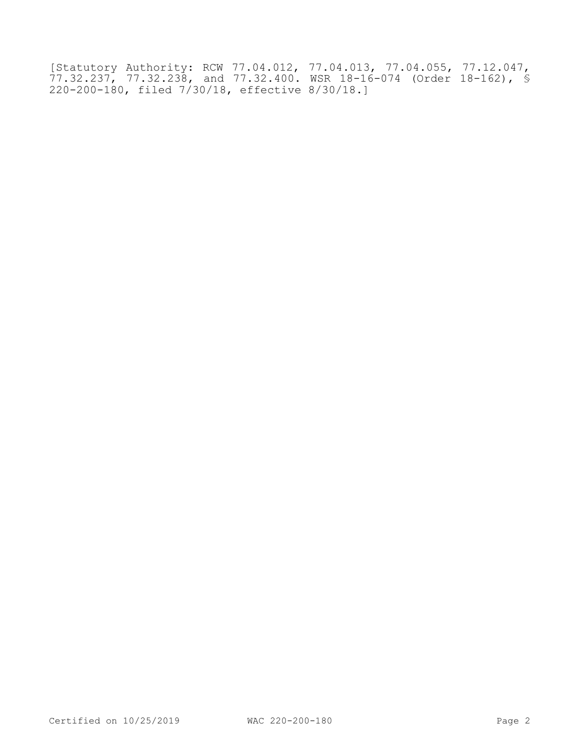[Statutory Authority: RCW 77.04.012, 77.04.013, 77.04.055, 77.12.047, 77.32.237, 77.32.238, and 77.32.400. WSR 18-16-074 (Order 18-162), § 220-200-180, filed 7/30/18, effective 8/30/18.]